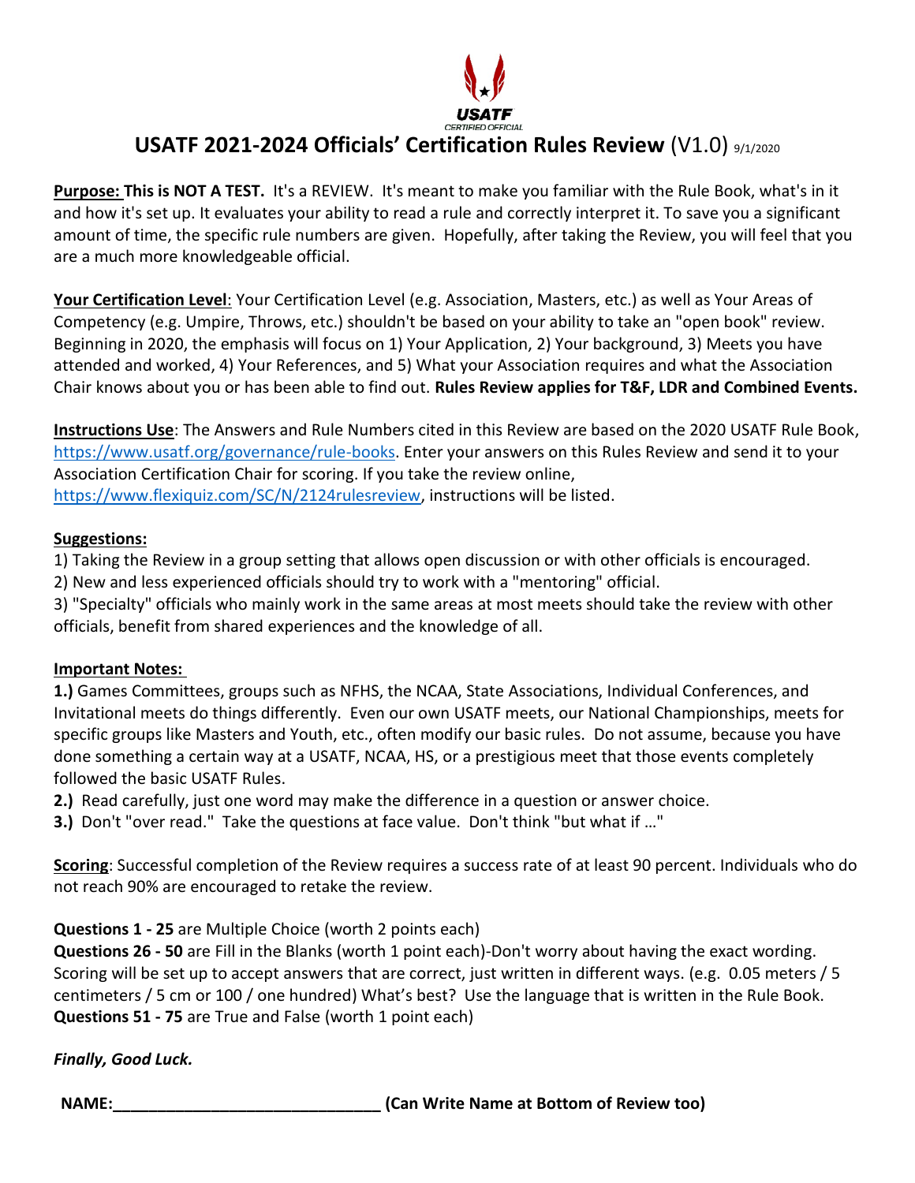# USATF 2021-2024 Officials' Certification Rules Review (V1.0) 9/1/2020

**Purpose: This is NOT A TEST.** It's a REVIEW. It's meant to make you familiar with the Rule Book, what's in it and how it's set up. It evaluates your ability to read a rule and correctly interpret it. To save you a significant amount of time, the specific rule numbers are given. Hopefully, after taking the Review, you will feel that you are a much more knowledgeable official.

**Your Certification Level**: Your Certification Level (e.g. Association, Masters, etc.) as well as Your Areas of Competency (e.g. Umpire, Throws, etc.) shouldn't be based on your ability to take an "open book" review. Beginning in 2020, the emphasis will focus on 1) Your Application, 2) Your background, 3) Meets you have attended and worked, 4) Your References, and 5) What your Association requires and what the Association Chair knows about you or has been able to find out. **Rules Review applies for T&F, LDR and Combined Events.**

**Instructions Use**: The Answers and Rule Numbers cited in this Review are based on the 2020 USATF Rule Book, https://www.usatf.org/governance/rule-books. Enter your answers on this Rules Review and send it to your Association Certification Chair for scoring. If you take the review online, https://www.flexiquiz.com/SC/N/2124rulesreview, instructions will be listed.

**Suggestions:**

1) Taking the Review in a group setting that allows open discussion or with other officials is encouraged.
2) New and less experienced officials should try to work with a "mentoring" official.
3) "Specialty" officials who mainly work in the same areas at most meets should take the review with other officials, benefit from shared experiences and the knowledge of all.

**Important Notes:**

**1.)** Games Committees, groups such as NFHS, the NCAA, State Associations, Individual Conferences, and Invitational meets do things differently. Even our own USATF meets, our National Championships, meets for specific groups like Masters and Youth, etc., often modify our basic rules. Do not assume, because you have done something a certain way at a USATF, NCAA, HS, or a prestigious meet that those events completely followed the basic USATF Rules.

**2.)** Read carefully, just one word may make the difference in a question or answer choice.

**3.)** Don't "over read." Take the questions at face value. Don't think "but what if …"

**Scoring**: Successful completion of the Review requires a success rate of at least 90 percent. Individuals who do not reach 90% are encouraged to retake the review.

**Questions 1 - 25** are Multiple Choice (worth 2 points each)
**Questions 26 - 50** are Fill in the Blanks (worth 1 point each)-Don't worry about having the exact wording. Scoring will be set up to accept answers that are correct, just written in different ways. (e.g. 0.05 meters / 5 centimeters / 5 cm or 100 / one hundred) What's best? Use the language that is written in the Rule Book.
**Questions 51 - 75** are True and False (worth 1 point each)

***Finally, Good Luck.***

**NAME:______________________________ (Can Write Name at Bottom of Review too)**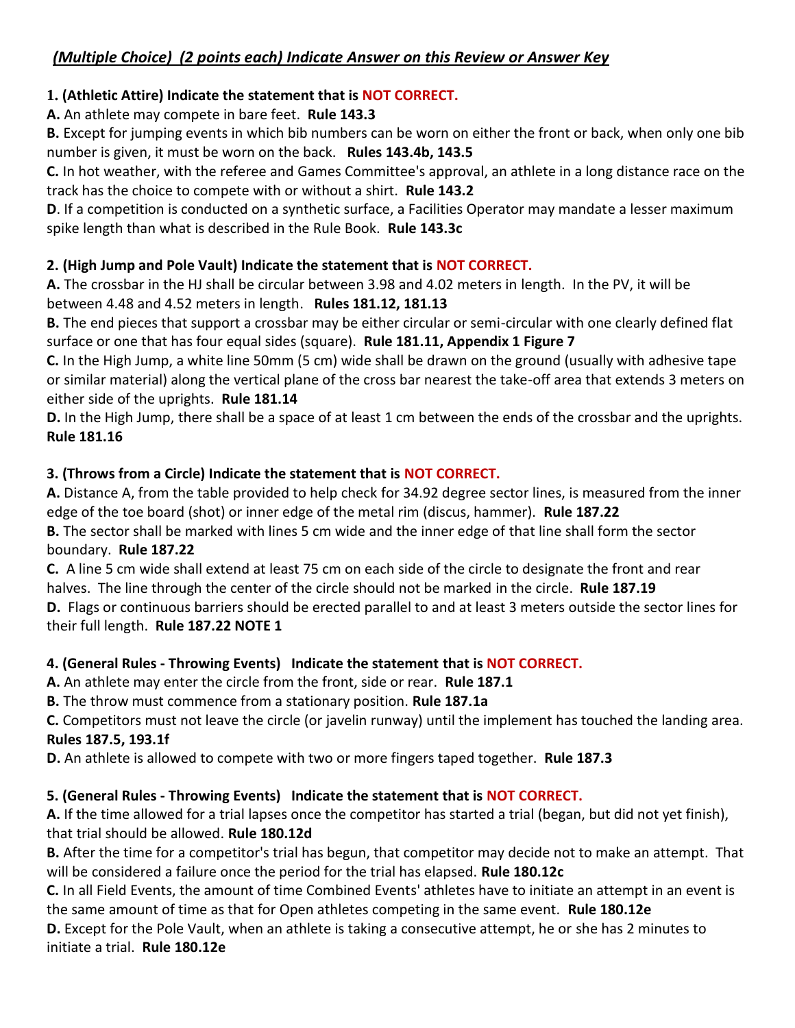***(Multiple Choice) (2 points each) Indicate Answer on this Review or Answer Key***

**1. (Athletic Attire) Indicate the statement that is NOT CORRECT.**

**A.** An athlete may compete in bare feet. **Rule 143.3**

**B.** Except for jumping events in which bib numbers can be worn on either the front or back, when only one bib number is given, it must be worn on the back. **Rules 143.4b, 143.5**

**C.** In hot weather, with the referee and Games Committee's approval, an athlete in a long distance race on the track has the choice to compete with or without a shirt. **Rule 143.2**

**D**. If a competition is conducted on a synthetic surface, a Facilities Operator may mandate a lesser maximum spike length than what is described in the Rule Book. **Rule 143.3c**

**2. (High Jump and Pole Vault) Indicate the statement that is NOT CORRECT.**

**A.** The crossbar in the HJ shall be circular between 3.98 and 4.02 meters in length. In the PV, it will be between 4.48 and 4.52 meters in length. **Rules 181.12, 181.13**

**B.** The end pieces that support a crossbar may be either circular or semi-circular with one clearly defined flat surface or one that has four equal sides (square). **Rule 181.11, Appendix 1 Figure 7**

**C.** In the High Jump, a white line 50mm (5 cm) wide shall be drawn on the ground (usually with adhesive tape or similar material) along the vertical plane of the cross bar nearest the take-off area that extends 3 meters on either side of the uprights. **Rule 181.14**

**D.** In the High Jump, there shall be a space of at least 1 cm between the ends of the crossbar and the uprights. **Rule 181.16**

**3. (Throws from a Circle) Indicate the statement that is NOT CORRECT.**

**A.** Distance A, from the table provided to help check for 34.92 degree sector lines, is measured from the inner edge of the toe board (shot) or inner edge of the metal rim (discus, hammer). **Rule 187.22**

**B.** The sector shall be marked with lines 5 cm wide and the inner edge of that line shall form the sector boundary. **Rule 187.22**

**C.** A line 5 cm wide shall extend at least 75 cm on each side of the circle to designate the front and rear halves. The line through the center of the circle should not be marked in the circle. **Rule 187.19**

**D.** Flags or continuous barriers should be erected parallel to and at least 3 meters outside the sector lines for their full length. **Rule 187.22 NOTE 1**

**4. (General Rules - Throwing Events) Indicate the statement that is NOT CORRECT.**

**A.** An athlete may enter the circle from the front, side or rear. **Rule 187.1**

**B.** The throw must commence from a stationary position. **Rule 187.1a**

**C.** Competitors must not leave the circle (or javelin runway) until the implement has touched the landing area. **Rules 187.5, 193.1f**

**D.** An athlete is allowed to compete with two or more fingers taped together. **Rule 187.3**

**5. (General Rules - Throwing Events) Indicate the statement that is NOT CORRECT.**

**A.** If the time allowed for a trial lapses once the competitor has started a trial (began, but did not yet finish), that trial should be allowed. **Rule 180.12d**

**B.** After the time for a competitor's trial has begun, that competitor may decide not to make an attempt. That will be considered a failure once the period for the trial has elapsed. **Rule 180.12c**

**C.** In all Field Events, the amount of time Combined Events' athletes have to initiate an attempt in an event is the same amount of time as that for Open athletes competing in the same event. **Rule 180.12e**

**D.** Except for the Pole Vault, when an athlete is taking a consecutive attempt, he or she has 2 minutes to initiate a trial. **Rule 180.12e**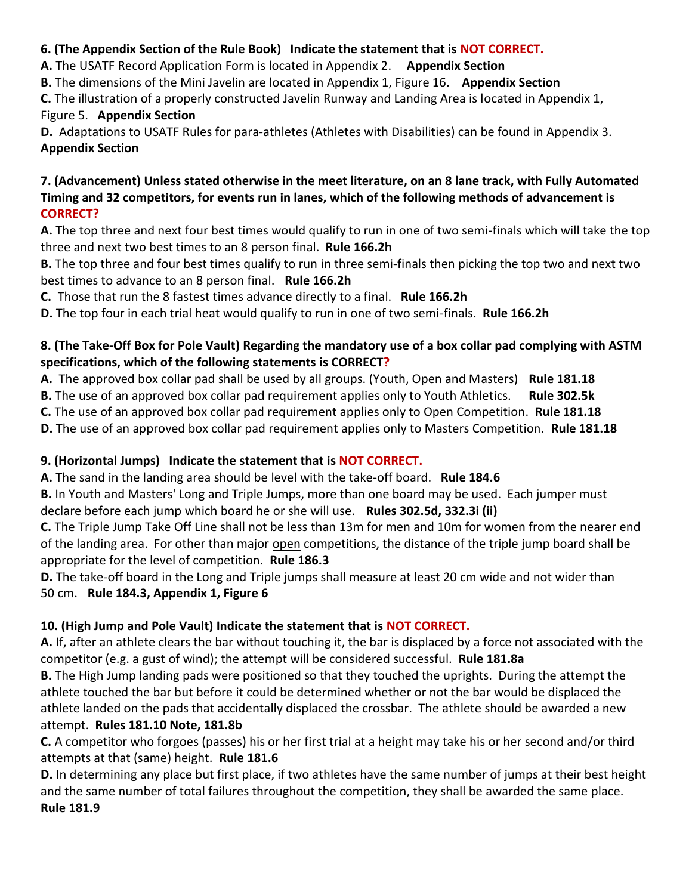**6. (The Appendix Section of the Rule Book)   Indicate the statement that is NOT CORRECT.**

**A.** The USATF Record Application Form is located in Appendix 2.   **Appendix Section**

**B.** The dimensions of the Mini Javelin are located in Appendix 1, Figure 16.   **Appendix Section**

**C.** The illustration of a properly constructed Javelin Runway and Landing Area is located in Appendix 1, Figure 5.   **Appendix Section**

**D.** Adaptations to USATF Rules for para-athletes (Athletes with Disabilities) can be found in Appendix 3. **Appendix Section**

**7. (Advancement) Unless stated otherwise in the meet literature, on an 8 lane track, with Fully Automated Timing and 32 competitors, for events run in lanes, which of the following methods of advancement is CORRECT?**

**A.** The top three and next four best times would qualify to run in one of two semi-finals which will take the top three and next two best times to an 8 person final.  **Rule 166.2h**

**B.** The top three and four best times qualify to run in three semi-finals then picking the top two and next two best times to advance to an 8 person final.   **Rule 166.2h**

**C.** Those that run the 8 fastest times advance directly to a final.   **Rule 166.2h**

**D.** The top four in each trial heat would qualify to run in one of two semi-finals.  **Rule 166.2h**

**8. (The Take-Off Box for Pole Vault) Regarding the mandatory use of a box collar pad complying with ASTM specifications, which of the following statements is CORRECT?**

**A.** The approved box collar pad shall be used by all groups. (Youth, Open and Masters)   **Rule 181.18**

**B.** The use of an approved box collar pad requirement applies only to Youth Athletics.   **Rule 302.5k**

**C.** The use of an approved box collar pad requirement applies only to Open Competition.  **Rule 181.18**

**D.** The use of an approved box collar pad requirement applies only to Masters Competition.  **Rule 181.18**

**9. (Horizontal Jumps)   Indicate the statement that is NOT CORRECT.**

**A.** The sand in the landing area should be level with the take-off board.   **Rule 184.6**

**B.** In Youth and Masters' Long and Triple Jumps, more than one board may be used.  Each jumper must declare before each jump which board he or she will use.   **Rules 302.5d, 332.3i (ii)**

**C.** The Triple Jump Take Off Line shall not be less than 13m for men and 10m for women from the nearer end of the landing area.  For other than major open competitions, the distance of the triple jump board shall be appropriate for the level of competition.  **Rule 186.3**

**D.** The take-off board in the Long and Triple jumps shall measure at least 20 cm wide and not wider than 50 cm.   **Rule 184.3, Appendix 1, Figure 6**

**10. (High Jump and Pole Vault) Indicate the statement that is NOT CORRECT.**

**A.** If, after an athlete clears the bar without touching it, the bar is displaced by a force not associated with the competitor (e.g. a gust of wind); the attempt will be considered successful.  **Rule 181.8a**

**B.** The High Jump landing pads were positioned so that they touched the uprights.  During the attempt the athlete touched the bar but before it could be determined whether or not the bar would be displaced the athlete landed on the pads that accidentally displaced the crossbar.  The athlete should be awarded a new attempt.  **Rules 181.10 Note, 181.8b**

**C.** A competitor who forgoes (passes) his or her first trial at a height may take his or her second and/or third attempts at that (same) height.  **Rule 181.6**

**D.** In determining any place but first place, if two athletes have the same number of jumps at their best height and the same number of total failures throughout the competition, they shall be awarded the same place. **Rule 181.9**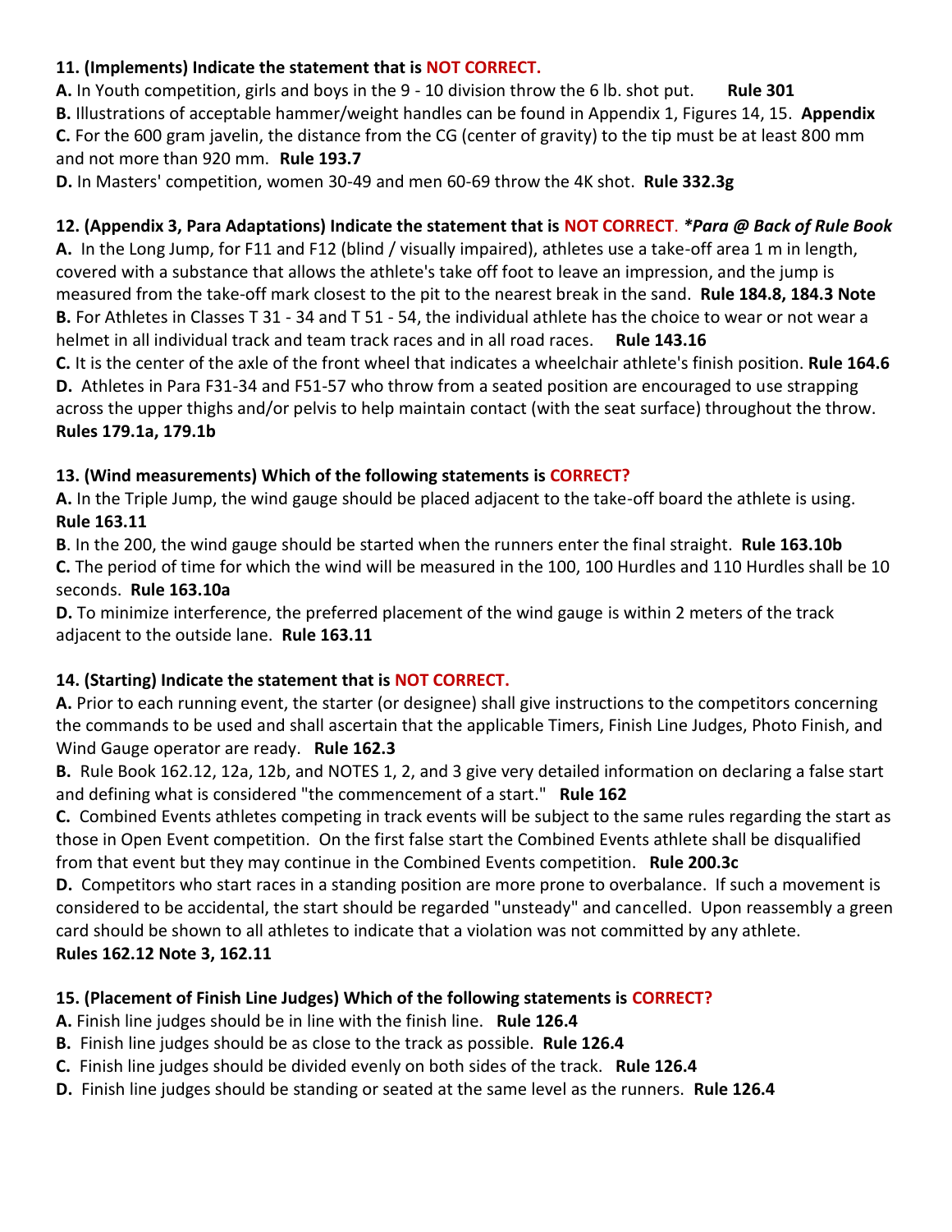**11. (Implements) Indicate the statement that is NOT CORRECT.**

**A.** In Youth competition, girls and boys in the 9 - 10 division throw the 6 lb. shot put. **Rule 301**

**B.** Illustrations of acceptable hammer/weight handles can be found in Appendix 1, Figures 14, 15. **Appendix**

**C.** For the 600 gram javelin, the distance from the CG (center of gravity) to the tip must be at least 800 mm and not more than 920 mm. **Rule 193.7**

**D.** In Masters' competition, women 30-49 and men 60-69 throw the 4K shot. **Rule 332.3g**

**12. (Appendix 3, Para Adaptations) Indicate the statement that is NOT CORRECT.** ***Para @ Back of Rule Book***

**A.** In the Long Jump, for F11 and F12 (blind / visually impaired), athletes use a take-off area 1 m in length, covered with a substance that allows the athlete's take off foot to leave an impression, and the jump is measured from the take-off mark closest to the pit to the nearest break in the sand. **Rule 184.8, 184.3 Note**

**B.** For Athletes in Classes T 31 - 34 and T 51 - 54, the individual athlete has the choice to wear or not wear a helmet in all individual track and team track races and in all road races. **Rule 143.16**

**C.** It is the center of the axle of the front wheel that indicates a wheelchair athlete's finish position. **Rule 164.6**

**D.** Athletes in Para F31-34 and F51-57 who throw from a seated position are encouraged to use strapping across the upper thighs and/or pelvis to help maintain contact (with the seat surface) throughout the throw. **Rules 179.1a, 179.1b**

**13. (Wind measurements) Which of the following statements is CORRECT?**

**A.** In the Triple Jump, the wind gauge should be placed adjacent to the take-off board the athlete is using. **Rule 163.11**

**B**. In the 200, the wind gauge should be started when the runners enter the final straight. **Rule 163.10b**

**C.** The period of time for which the wind will be measured in the 100, 100 Hurdles and 110 Hurdles shall be 10 seconds. **Rule 163.10a**

**D.** To minimize interference, the preferred placement of the wind gauge is within 2 meters of the track adjacent to the outside lane. **Rule 163.11**

**14. (Starting) Indicate the statement that is NOT CORRECT.**

**A.** Prior to each running event, the starter (or designee) shall give instructions to the competitors concerning the commands to be used and shall ascertain that the applicable Timers, Finish Line Judges, Photo Finish, and Wind Gauge operator are ready. **Rule 162.3**

**B.** Rule Book 162.12, 12a, 12b, and NOTES 1, 2, and 3 give very detailed information on declaring a false start and defining what is considered "the commencement of a start." **Rule 162**

**C.** Combined Events athletes competing in track events will be subject to the same rules regarding the start as those in Open Event competition. On the first false start the Combined Events athlete shall be disqualified from that event but they may continue in the Combined Events competition. **Rule 200.3c**

**D.** Competitors who start races in a standing position are more prone to overbalance. If such a movement is considered to be accidental, the start should be regarded "unsteady" and cancelled. Upon reassembly a green card should be shown to all athletes to indicate that a violation was not committed by any athlete. **Rules 162.12 Note 3, 162.11**

**15. (Placement of Finish Line Judges) Which of the following statements is CORRECT?**

**A.** Finish line judges should be in line with the finish line. **Rule 126.4**

**B.** Finish line judges should be as close to the track as possible. **Rule 126.4**

**C.** Finish line judges should be divided evenly on both sides of the track. **Rule 126.4**

**D.** Finish line judges should be standing or seated at the same level as the runners. **Rule 126.4**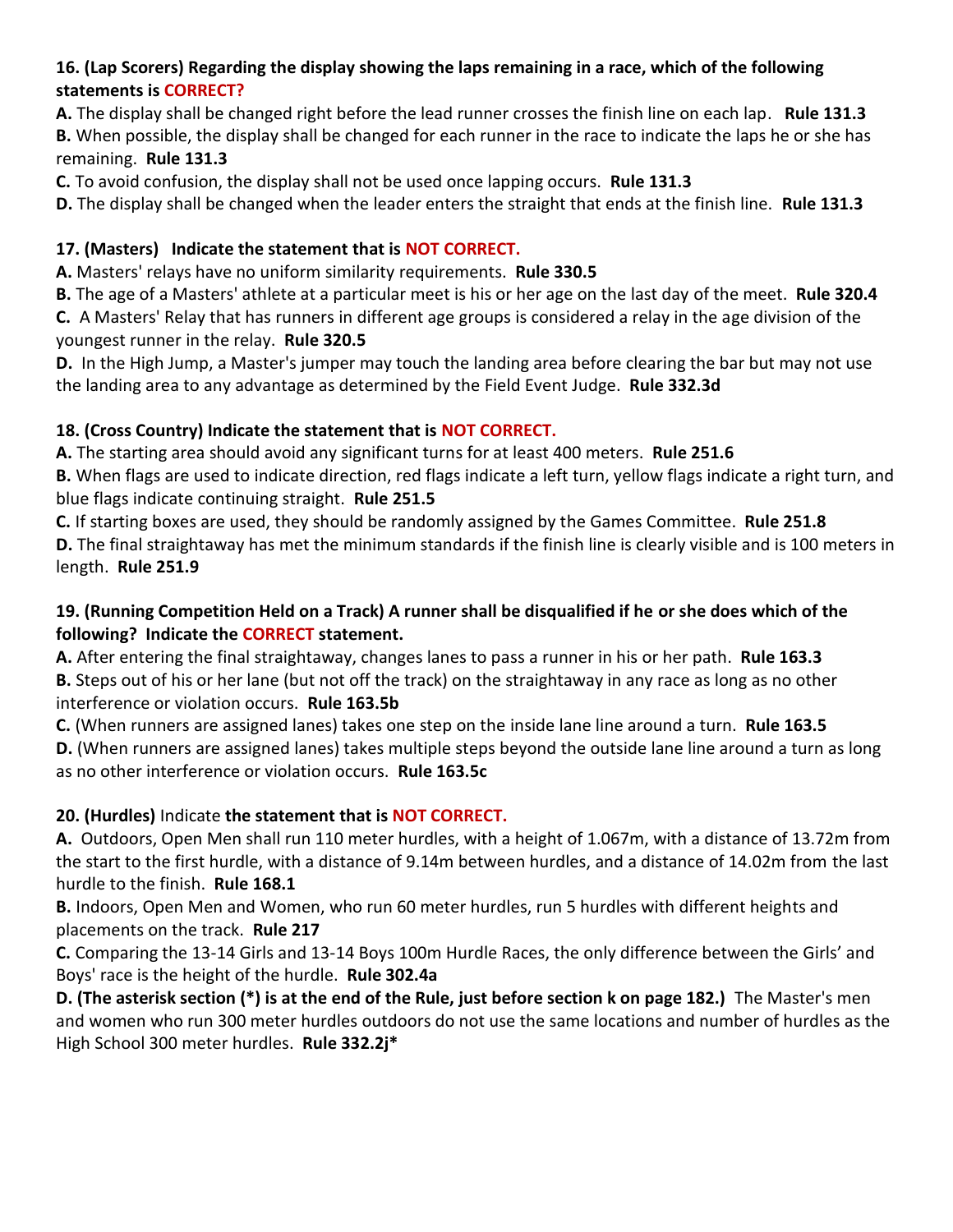**16. (Lap Scorers) Regarding the display showing the laps remaining in a race, which of the following statements is CORRECT?**

**A.** The display shall be changed right before the lead runner crosses the finish line on each lap. **Rule 131.3**

**B.** When possible, the display shall be changed for each runner in the race to indicate the laps he or she has remaining. **Rule 131.3**

**C.** To avoid confusion, the display shall not be used once lapping occurs. **Rule 131.3**

**D.** The display shall be changed when the leader enters the straight that ends at the finish line. **Rule 131.3**

**17. (Masters) Indicate the statement that is NOT CORRECT.**

**A.** Masters' relays have no uniform similarity requirements. **Rule 330.5**

**B.** The age of a Masters' athlete at a particular meet is his or her age on the last day of the meet. **Rule 320.4**

**C.** A Masters' Relay that has runners in different age groups is considered a relay in the age division of the youngest runner in the relay. **Rule 320.5**

**D.** In the High Jump, a Master's jumper may touch the landing area before clearing the bar but may not use the landing area to any advantage as determined by the Field Event Judge. **Rule 332.3d**

**18. (Cross Country) Indicate the statement that is NOT CORRECT.**

**A.** The starting area should avoid any significant turns for at least 400 meters. **Rule 251.6**

**B.** When flags are used to indicate direction, red flags indicate a left turn, yellow flags indicate a right turn, and blue flags indicate continuing straight. **Rule 251.5**

**C.** If starting boxes are used, they should be randomly assigned by the Games Committee. **Rule 251.8**

**D.** The final straightaway has met the minimum standards if the finish line is clearly visible and is 100 meters in length. **Rule 251.9**

**19. (Running Competition Held on a Track) A runner shall be disqualified if he or she does which of the following? Indicate the CORRECT statement.**

**A.** After entering the final straightaway, changes lanes to pass a runner in his or her path. **Rule 163.3**

**B.** Steps out of his or her lane (but not off the track) on the straightaway in any race as long as no other interference or violation occurs. **Rule 163.5b**

**C.** (When runners are assigned lanes) takes one step on the inside lane line around a turn. **Rule 163.5**

**D.** (When runners are assigned lanes) takes multiple steps beyond the outside lane line around a turn as long as no other interference or violation occurs. **Rule 163.5c**

**20. (Hurdles)** Indicate **the statement that is NOT CORRECT.**

**A.** Outdoors, Open Men shall run 110 meter hurdles, with a height of 1.067m, with a distance of 13.72m from the start to the first hurdle, with a distance of 9.14m between hurdles, and a distance of 14.02m from the last hurdle to the finish. **Rule 168.1**

**B.** Indoors, Open Men and Women, who run 60 meter hurdles, run 5 hurdles with different heights and placements on the track. **Rule 217**

**C.** Comparing the 13-14 Girls and 13-14 Boys 100m Hurdle Races, the only difference between the Girls' and Boys' race is the height of the hurdle. **Rule 302.4a**

**D. (The asterisk section (*) is at the end of the Rule, just before section k on page 182.)** The Master's men and women who run 300 meter hurdles outdoors do not use the same locations and number of hurdles as the High School 300 meter hurdles. **Rule 332.2j***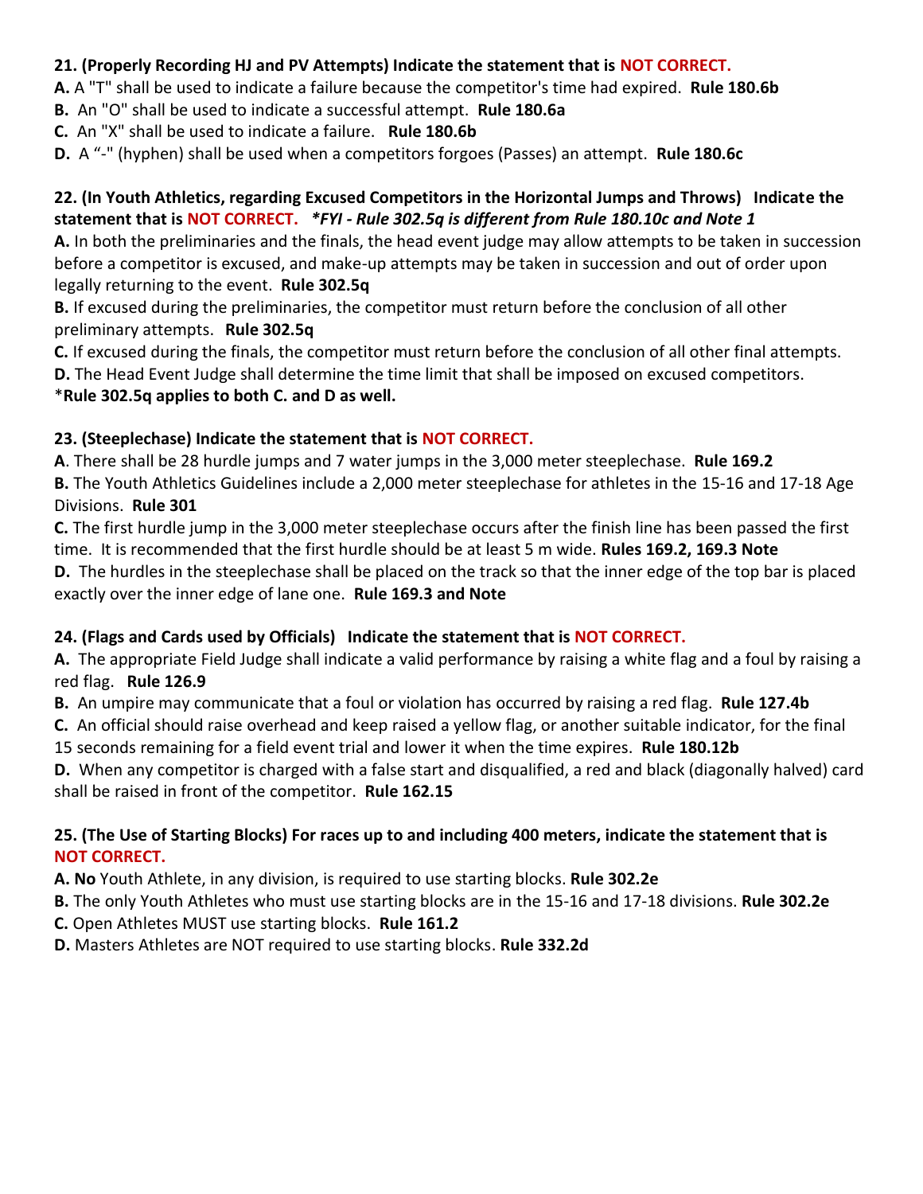**21. (Properly Recording HJ and PV Attempts) Indicate the statement that is NOT CORRECT.**

**A.** A "T" shall be used to indicate a failure because the competitor's time had expired. **Rule 180.6b**

**B.** An "O" shall be used to indicate a successful attempt. **Rule 180.6a**

**C.** An "X" shall be used to indicate a failure. **Rule 180.6b**

**D.** A "-" (hyphen) shall be used when a competitors forgoes (Passes) an attempt. **Rule 180.6c**

**22. (In Youth Athletics, regarding Excused Competitors in the Horizontal Jumps and Throws) Indicate the statement that is NOT CORRECT.** ***\*FYI - Rule 302.5q is different from Rule 180.10c and Note 1***

**A.** In both the preliminaries and the finals, the head event judge may allow attempts to be taken in succession before a competitor is excused, and make-up attempts may be taken in succession and out of order upon legally returning to the event. **Rule 302.5q**

**B.** If excused during the preliminaries, the competitor must return before the conclusion of all other preliminary attempts. **Rule 302.5q**

**C.** If excused during the finals, the competitor must return before the conclusion of all other final attempts.

**D.** The Head Event Judge shall determine the time limit that shall be imposed on excused competitors.

***Rule 302.5q applies to both C. and D as well.**

**23. (Steeplechase) Indicate the statement that is NOT CORRECT.**

**A**. There shall be 28 hurdle jumps and 7 water jumps in the 3,000 meter steeplechase. **Rule 169.2**

**B.** The Youth Athletics Guidelines include a 2,000 meter steeplechase for athletes in the 15-16 and 17-18 Age Divisions. **Rule 301**

**C.** The first hurdle jump in the 3,000 meter steeplechase occurs after the finish line has been passed the first time. It is recommended that the first hurdle should be at least 5 m wide. **Rules 169.2, 169.3 Note**

**D.** The hurdles in the steeplechase shall be placed on the track so that the inner edge of the top bar is placed exactly over the inner edge of lane one. **Rule 169.3 and Note**

**24. (Flags and Cards used by Officials) Indicate the statement that is NOT CORRECT.**

**A.** The appropriate Field Judge shall indicate a valid performance by raising a white flag and a foul by raising a red flag. **Rule 126.9**

**B.** An umpire may communicate that a foul or violation has occurred by raising a red flag. **Rule 127.4b**

**C.** An official should raise overhead and keep raised a yellow flag, or another suitable indicator, for the final 15 seconds remaining for a field event trial and lower it when the time expires. **Rule 180.12b**

**D.** When any competitor is charged with a false start and disqualified, a red and black (diagonally halved) card shall be raised in front of the competitor. **Rule 162.15**

**25. (The Use of Starting Blocks) For races up to and including 400 meters, indicate the statement that is NOT CORRECT.**

**A. No** Youth Athlete, in any division, is required to use starting blocks. **Rule 302.2e**

**B.** The only Youth Athletes who must use starting blocks are in the 15-16 and 17-18 divisions. **Rule 302.2e**

**C.** Open Athletes MUST use starting blocks. **Rule 161.2**

**D.** Masters Athletes are NOT required to use starting blocks. **Rule 332.2d**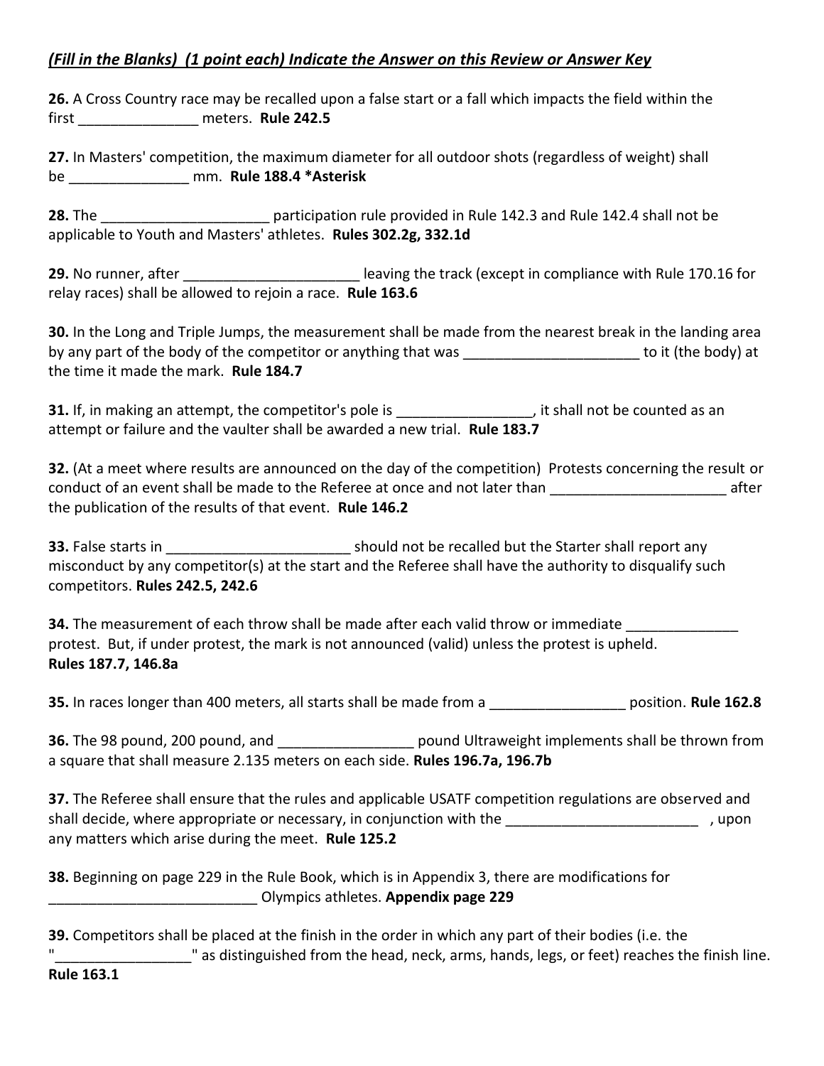***(Fill in the Blanks) (1 point each) Indicate the Answer on this Review or Answer Key***

**26.** A Cross Country race may be recalled upon a false start or a fall which impacts the field within the first _______________ meters. **Rule 242.5**

**27.** In Masters' competition, the maximum diameter for all outdoor shots (regardless of weight) shall be _______________ mm. **Rule 188.4 *Asterisk**

**28.** The _____________________ participation rule provided in Rule 142.3 and Rule 142.4 shall not be applicable to Youth and Masters' athletes. **Rules 302.2g, 332.1d**

**29.** No runner, after ______________________ leaving the track (except in compliance with Rule 170.16 for relay races) shall be allowed to rejoin a race. **Rule 163.6**

**30.** In the Long and Triple Jumps, the measurement shall be made from the nearest break in the landing area by any part of the body of the competitor or anything that was ______________________ to it (the body) at the time it made the mark. **Rule 184.7**

**31.** If, in making an attempt, the competitor's pole is _________________, it shall not be counted as an attempt or failure and the vaulter shall be awarded a new trial. **Rule 183.7**

**32.** (At a meet where results are announced on the day of the competition) Protests concerning the result or conduct of an event shall be made to the Referee at once and not later than ______________________ after the publication of the results of that event. **Rule 146.2**

**33.** False starts in _______________________ should not be recalled but the Starter shall report any misconduct by any competitor(s) at the start and the Referee shall have the authority to disqualify such competitors. **Rules 242.5, 242.6**

**34.** The measurement of each throw shall be made after each valid throw or immediate ______________ protest. But, if under protest, the mark is not announced (valid) unless the protest is upheld. **Rules 187.7, 146.8a**

**35.** In races longer than 400 meters, all starts shall be made from a _________________ position. **Rule 162.8**

**36.** The 98 pound, 200 pound, and _________________ pound Ultraweight implements shall be thrown from a square that shall measure 2.135 meters on each side. **Rules 196.7a, 196.7b**

**37.** The Referee shall ensure that the rules and applicable USATF competition regulations are observed and shall decide, where appropriate or necessary, in conjunction with the ________________________ , upon any matters which arise during the meet. **Rule 125.2**

**38.** Beginning on page 229 in the Rule Book, which is in Appendix 3, there are modifications for __________________________ Olympics athletes. **Appendix page 229**

**39.** Competitors shall be placed at the finish in the order in which any part of their bodies (i.e. the "_________________" as distinguished from the head, neck, arms, hands, legs, or feet) reaches the finish line. **Rule 163.1**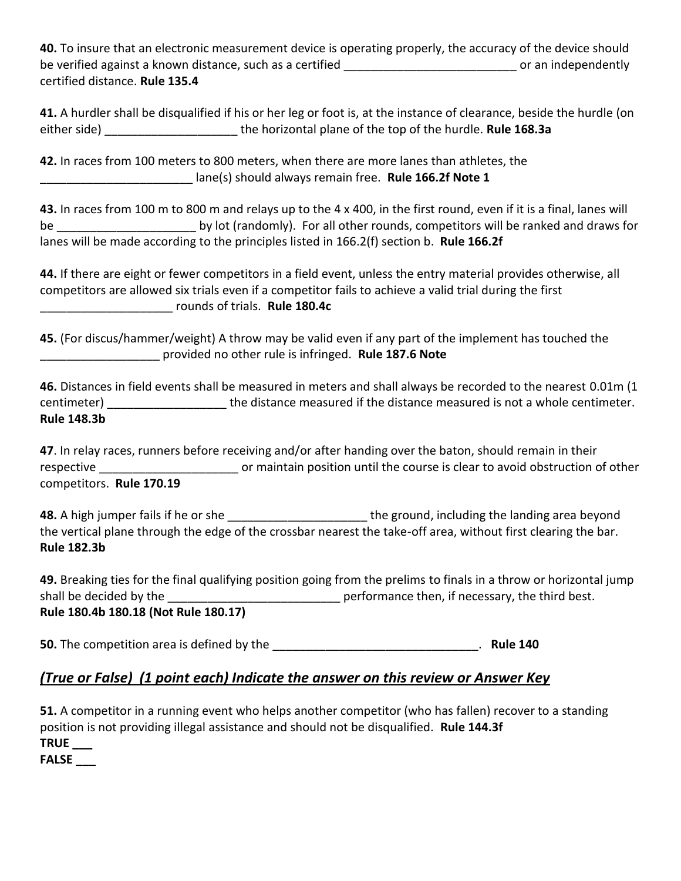**40.** To insure that an electronic measurement device is operating properly, the accuracy of the device should be verified against a known distance, such as a certified __________________________ or an independently certified distance. **Rule 135.4**

**41.** A hurdler shall be disqualified if his or her leg or foot is, at the instance of clearance, beside the hurdle (on either side) ____________________ the horizontal plane of the top of the hurdle. **Rule 168.3a**

**42.** In races from 100 meters to 800 meters, when there are more lanes than athletes, the _______________________ lane(s) should always remain free. **Rule 166.2f Note 1**

**43.** In races from 100 m to 800 m and relays up to the 4 x 400, in the first round, even if it is a final, lanes will be _____________________ by lot (randomly). For all other rounds, competitors will be ranked and draws for lanes will be made according to the principles listed in 166.2(f) section b. **Rule 166.2f**

**44.** If there are eight or fewer competitors in a field event, unless the entry material provides otherwise, all competitors are allowed six trials even if a competitor fails to achieve a valid trial during the first ____________________ rounds of trials. **Rule 180.4c**

**45.** (For discus/hammer/weight) A throw may be valid even if any part of the implement has touched the __________________ provided no other rule is infringed. **Rule 187.6 Note**

**46.** Distances in field events shall be measured in meters and shall always be recorded to the nearest 0.01m (1 centimeter) __________________ the distance measured if the distance measured is not a whole centimeter. **Rule 148.3b**

**47**. In relay races, runners before receiving and/or after handing over the baton, should remain in their respective _____________________ or maintain position until the course is clear to avoid obstruction of other competitors. **Rule 170.19**

**48.** A high jumper fails if he or she _____________________ the ground, including the landing area beyond the vertical plane through the edge of the crossbar nearest the take-off area, without first clearing the bar. **Rule 182.3b**

**49.** Breaking ties for the final qualifying position going from the prelims to finals in a throw or horizontal jump shall be decided by the __________________________ performance then, if necessary, the third best. **Rule 180.4b 180.18 (Not Rule 180.17)**

**50.** The competition area is defined by the _______________________________. **Rule 140**

## ***(True or False) (1 point each) Indicate the answer on this review or Answer Key***

**51.** A competitor in a running event who helps another competitor (who has fallen) recover to a standing position is not providing illegal assistance and should not be disqualified. **Rule 144.3f**

**TRUE ___**

**FALSE ___**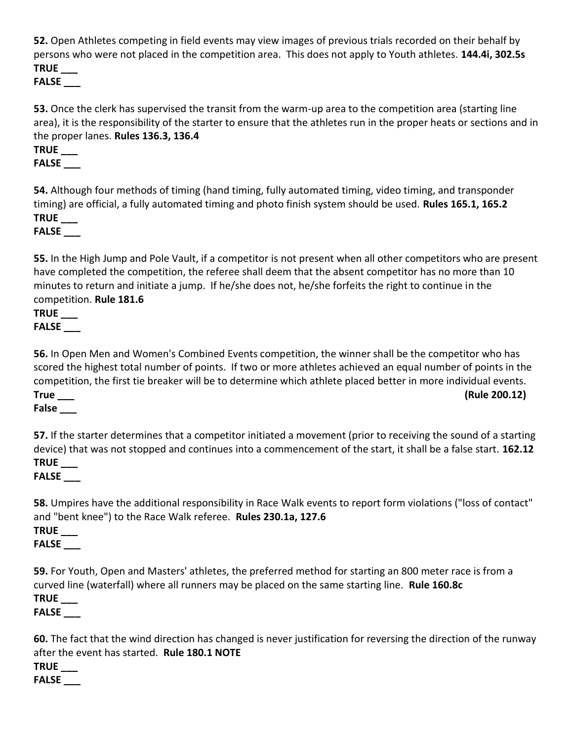**52.** Open Athletes competing in field events may view images of previous trials recorded on their behalf by persons who were not placed in the competition area. This does not apply to Youth athletes. **144.4i, 302.5s**

**TRUE ___**

**FALSE ___**

**53.** Once the clerk has supervised the transit from the warm-up area to the competition area (starting line area), it is the responsibility of the starter to ensure that the athletes run in the proper heats or sections and in the proper lanes. **Rules 136.3, 136.4**

**TRUE ___**

**FALSE ___**

**54.** Although four methods of timing (hand timing, fully automated timing, video timing, and transponder timing) are official, a fully automated timing and photo finish system should be used. **Rules 165.1, 165.2**

**TRUE ___**

**FALSE ___**

**55.** In the High Jump and Pole Vault, if a competitor is not present when all other competitors who are present have completed the competition, the referee shall deem that the absent competitor has no more than 10 minutes to return and initiate a jump. If he/she does not, he/she forfeits the right to continue in the competition. **Rule 181.6**

**TRUE ___**

**FALSE ___**

**56.** In Open Men and Women's Combined Events competition, the winner shall be the competitor who has scored the highest total number of points. If two or more athletes achieved an equal number of points in the competition, the first tie breaker will be to determine which athlete placed better in more individual events. **(Rule 200.12)**

**True ___**

**False ___**

**57.** If the starter determines that a competitor initiated a movement (prior to receiving the sound of a starting device) that was not stopped and continues into a commencement of the start, it shall be a false start. **162.12**

**TRUE ___**

**FALSE ___**

**58.** Umpires have the additional responsibility in Race Walk events to report form violations ("loss of contact" and "bent knee") to the Race Walk referee. **Rules 230.1a, 127.6**

**TRUE ___**

**FALSE ___**

**59.** For Youth, Open and Masters' athletes, the preferred method for starting an 800 meter race is from a curved line (waterfall) where all runners may be placed on the same starting line. **Rule 160.8c**

**TRUE ___**

**FALSE ___**

**60.** The fact that the wind direction has changed is never justification for reversing the direction of the runway after the event has started. **Rule 180.1 NOTE**

**TRUE ___**

**FALSE ___**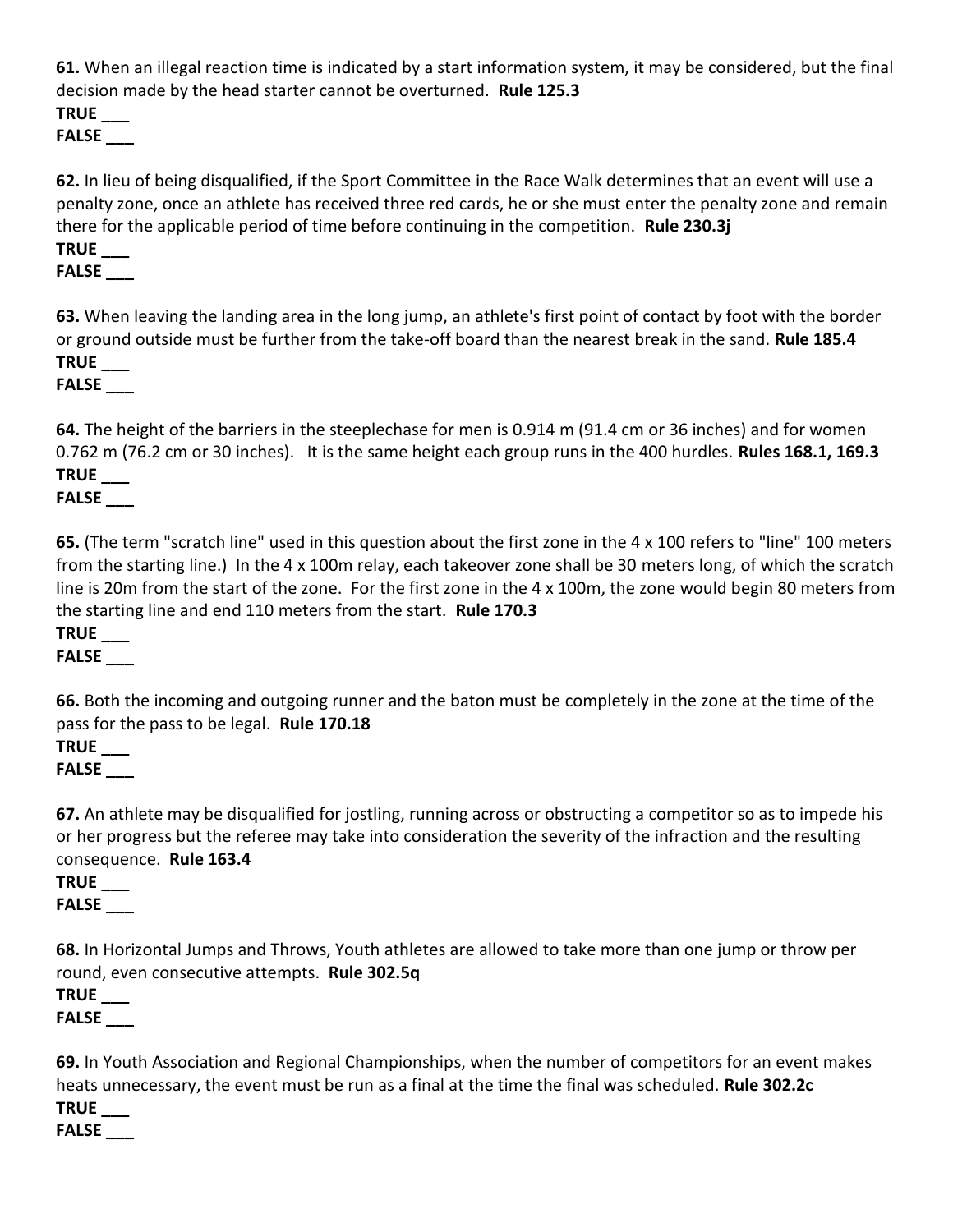**61.** When an illegal reaction time is indicated by a start information system, it may be considered, but the final decision made by the head starter cannot be overturned. **Rule 125.3**

**TRUE ___**

**FALSE ___**

**62.** In lieu of being disqualified, if the Sport Committee in the Race Walk determines that an event will use a penalty zone, once an athlete has received three red cards, he or she must enter the penalty zone and remain there for the applicable period of time before continuing in the competition. **Rule 230.3j**

**TRUE ___**

**FALSE ___**

**63.** When leaving the landing area in the long jump, an athlete's first point of contact by foot with the border or ground outside must be further from the take-off board than the nearest break in the sand. **Rule 185.4**

**TRUE ___**

**FALSE ___**

**64.** The height of the barriers in the steeplechase for men is 0.914 m (91.4 cm or 36 inches) and for women 0.762 m (76.2 cm or 30 inches). It is the same height each group runs in the 400 hurdles. **Rules 168.1, 169.3**

**TRUE ___**

**FALSE ___**

**65.** (The term "scratch line" used in this question about the first zone in the 4 x 100 refers to "line" 100 meters from the starting line.) In the 4 x 100m relay, each takeover zone shall be 30 meters long, of which the scratch line is 20m from the start of the zone. For the first zone in the 4 x 100m, the zone would begin 80 meters from the starting line and end 110 meters from the start. **Rule 170.3**

**TRUE ___**

**FALSE ___**

**66.** Both the incoming and outgoing runner and the baton must be completely in the zone at the time of the pass for the pass to be legal. **Rule 170.18**

**TRUE ___**

**FALSE ___**

**67.** An athlete may be disqualified for jostling, running across or obstructing a competitor so as to impede his or her progress but the referee may take into consideration the severity of the infraction and the resulting consequence. **Rule 163.4**

**TRUE ___**

**FALSE ___**

**68.** In Horizontal Jumps and Throws, Youth athletes are allowed to take more than one jump or throw per round, even consecutive attempts. **Rule 302.5q**

**TRUE ___**

**FALSE ___**

**69.** In Youth Association and Regional Championships, when the number of competitors for an event makes heats unnecessary, the event must be run as a final at the time the final was scheduled. **Rule 302.2c**

**TRUE ___**

**FALSE ___**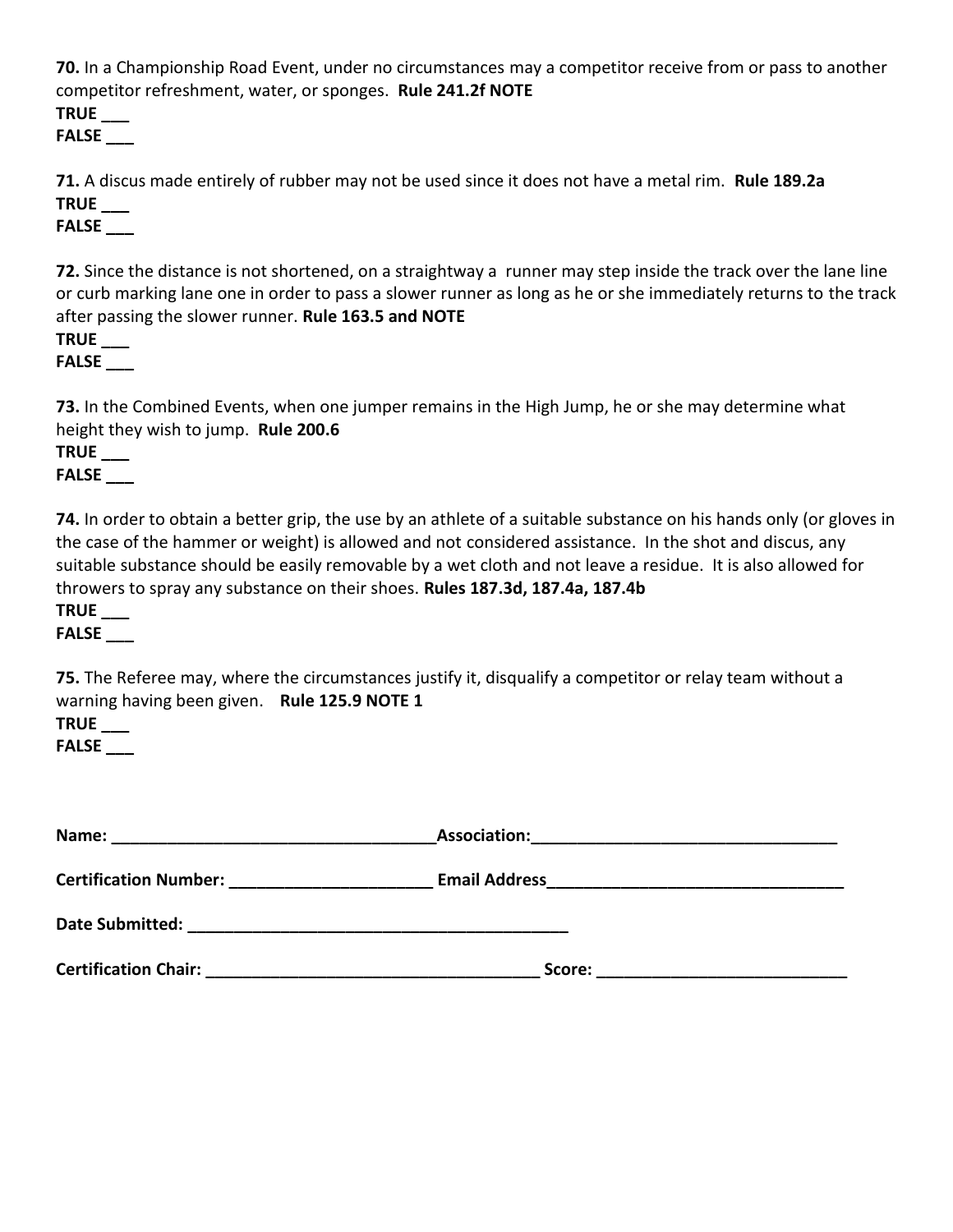**70.** In a Championship Road Event, under no circumstances may a competitor receive from or pass to another competitor refreshment, water, or sponges. **Rule 241.2f NOTE**

**TRUE ___**

**FALSE ___**

**71.** A discus made entirely of rubber may not be used since it does not have a metal rim. **Rule 189.2a**

**TRUE ___**

**FALSE ___**

**72.** Since the distance is not shortened, on a straightway a runner may step inside the track over the lane line or curb marking lane one in order to pass a slower runner as long as he or she immediately returns to the track after passing the slower runner. **Rule 163.5 and NOTE**

**TRUE ___**

**FALSE ___**

**73.** In the Combined Events, when one jumper remains in the High Jump, he or she may determine what height they wish to jump. **Rule 200.6**

**TRUE ___**

**FALSE ___**

**74.** In order to obtain a better grip, the use by an athlete of a suitable substance on his hands only (or gloves in the case of the hammer or weight) is allowed and not considered assistance. In the shot and discus, any suitable substance should be easily removable by a wet cloth and not leave a residue. It is also allowed for throwers to spray any substance on their shoes. **Rules 187.3d, 187.4a, 187.4b**

**TRUE ___**

**FALSE ___**

**75.** The Referee may, where the circumstances justify it, disqualify a competitor or relay team without a warning having been given. **Rule 125.9 NOTE 1**

**TRUE ___**

**FALSE ___**

**Name: ___________________________________ Association: _________________________________**

**Certification Number: ______________________ Email Address_________________________________**

**Date Submitted: __________________________________________**

**Certification Chair: ___________________________________ Score: ___________________________**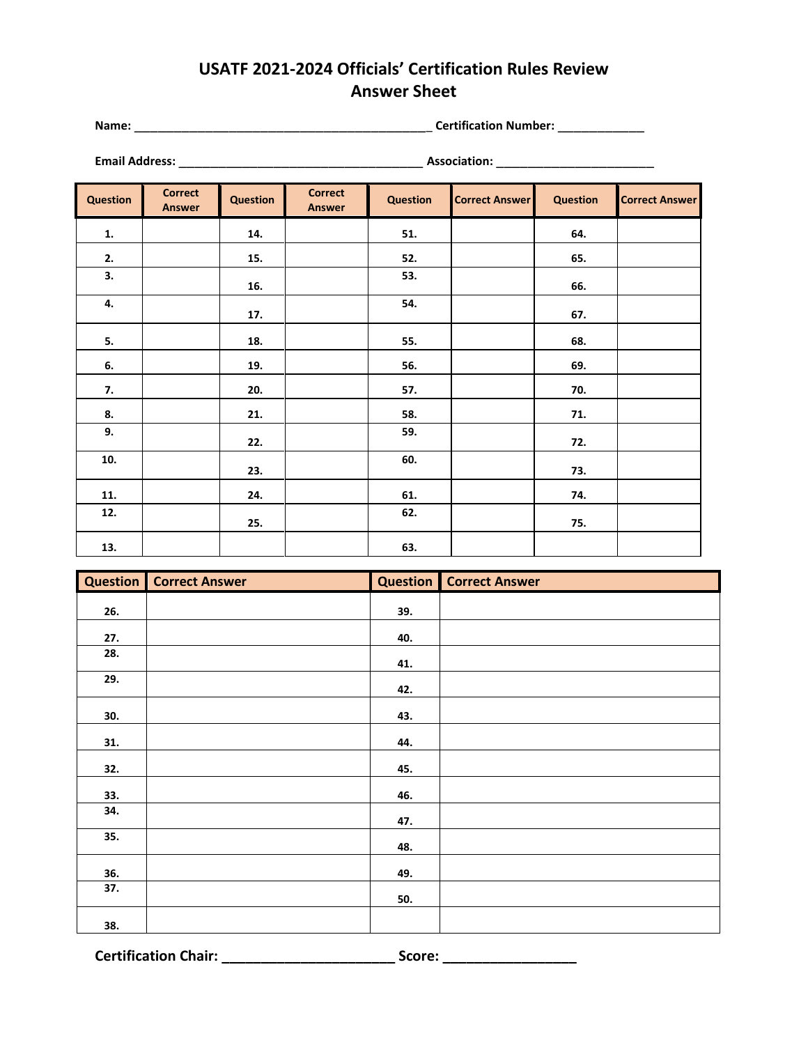# USATF 2021-2024 Officials' Certification Rules Review
## Answer Sheet

**Name:** ______________________________________________ **Certification Number:** _____________

**Email Address:** _____________________________________ **Association:** ________________________

| Question | Correct Answer | Question | Correct Answer | Question | Correct Answer | Question | Correct Answer |
|---|---|---|---|---|---|---|---|
| 1. | | 14. | | 51. | | 64. | |
| 2. | | 15. | | 52. | | 65. | |
| 3. | | 16. | | 53. | | 66. | |
| 4. | | 17. | | 54. | | 67. | |
| 5. | | 18. | | 55. | | 68. | |
| 6. | | 19. | | 56. | | 69. | |
| 7. | | 20. | | 57. | | 70. | |
| 8. | | 21. | | 58. | | 71. | |
| 9. | | 22. | | 59. | | 72. | |
| 10. | | 23. | | 60. | | 73. | |
| 11. | | 24. | | 61. | | 74. | |
| 12. | | 25. | | 62. | | 75. | |
| 13. | | | | 63. | | | |

| Question | Correct Answer | Question | Correct Answer |
|---|---|---|---|
| 26. | | 39. | |
| 27. | | 40. | |
| 28. | | 41. | |
| 29. | | 42. | |
| 30. | | 43. | |
| 31. | | 44. | |
| 32. | | 45. | |
| 33. | | 46. | |
| 34. | | 47. | |
| 35. | | 48. | |
| 36. | | 49. | |
| 37. | | 50. | |
| 38. | | | |

**Certification Chair:** ______________________ **Score:** _________________